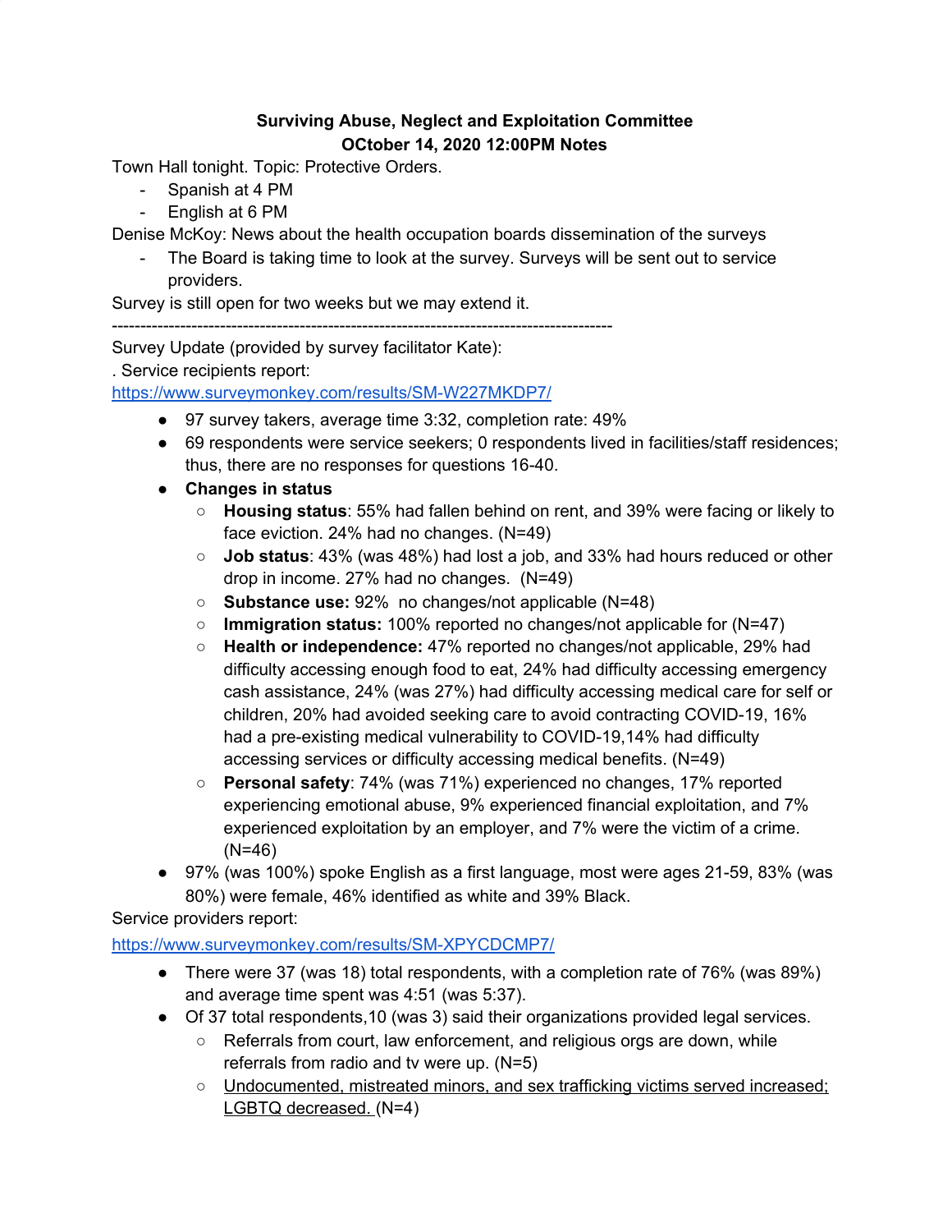**Surviving Abuse, Neglect and Exploitation Committee**
**OCtober 14, 2020 12:00PM Notes**

Town Hall tonight. Topic: Protective Orders.

- Spanish at 4 PM
- English at 6 PM

Denise McKoy: News about the health occupation boards dissemination of the surveys

- The Board is taking time to look at the survey. Surveys will be sent out to service providers.

Survey is still open for two weeks but we may extend it.

---

Survey Update (provided by survey facilitator Kate):

. Service recipients report:
[https://www.surveymonkey.com/results/SM-W227MKDP7/](https://www.surveymonkey.com/results/SM-W227MKDP7/)

- 97 survey takers, average time 3:32, completion rate: 49%
- 69 respondents were service seekers; 0 respondents lived in facilities/staff residences; thus, there are no responses for questions 16-40.
- **Changes in status**
  - **Housing status**: 55% had fallen behind on rent, and 39% were facing or likely to face eviction. 24% had no changes. (N=49)
  - **Job status**: 43% (was 48%) had lost a job, and 33% had hours reduced or other drop in income. 27% had no changes. (N=49)
  - **Substance use:** 92% no changes/not applicable (N=48)
  - **Immigration status:** 100% reported no changes/not applicable for (N=47)
  - **Health or independence:** 47% reported no changes/not applicable, 29% had difficulty accessing enough food to eat, 24% had difficulty accessing emergency cash assistance, 24% (was 27%) had difficulty accessing medical care for self or children, 20% had avoided seeking care to avoid contracting COVID-19, 16% had a pre-existing medical vulnerability to COVID-19,14% had difficulty accessing services or difficulty accessing medical benefits. (N=49)
  - **Personal safety**: 74% (was 71%) experienced no changes, 17% reported experiencing emotional abuse, 9% experienced financial exploitation, and 7% experienced exploitation by an employer, and 7% were the victim of a crime. (N=46)
- 97% (was 100%) spoke English as a first language, most were ages 21-59, 83% (was 80%) were female, 46% identified as white and 39% Black.

Service providers report:
[https://www.surveymonkey.com/results/SM-XPYCDCMP7/](https://www.surveymonkey.com/results/SM-XPYCDCMP7/)

- There were 37 (was 18) total respondents, with a completion rate of 76% (was 89%) and average time spent was 4:51 (was 5:37).
- Of 37 total respondents,10 (was 3) said their organizations provided legal services.
  - Referrals from court, law enforcement, and religious orgs are down, while referrals from radio and tv were up. (N=5)
  - <u>Undocumented, mistreated minors, and sex trafficking victims served increased; LGBTQ decreased.</u> (N=4)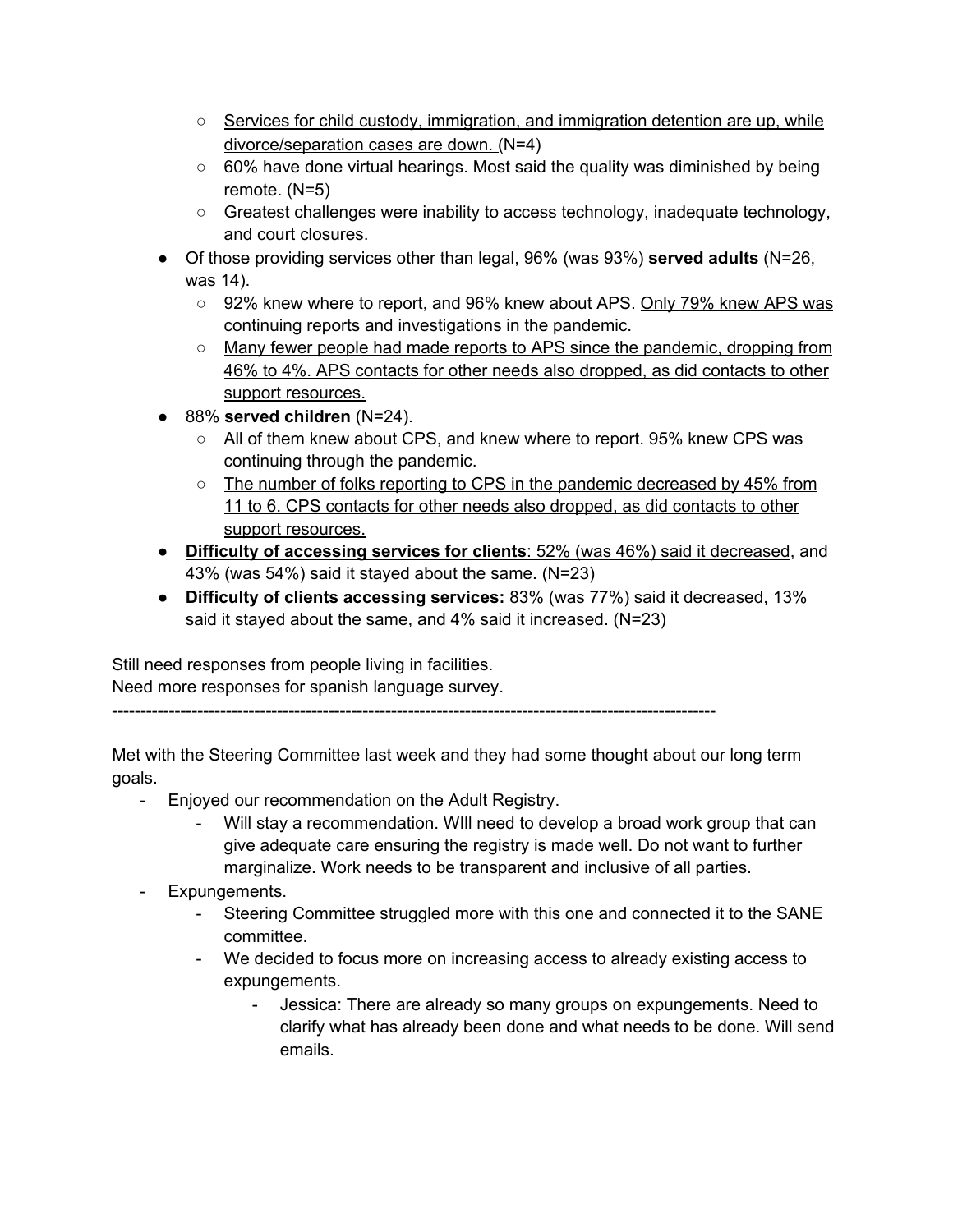- <u>Services for child custody, immigration, and immigration detention are up, while divorce/separation cases are down.</u> (N=4)
    - 60% have done virtual hearings. Most said the quality was diminished by being remote. (N=5)
    - Greatest challenges were inability to access technology, inadequate technology, and court closures.
- Of those providing services other than legal, 96% (was 93%) **served adults** (N=26, was 14).
    - 92% knew where to report, and 96% knew about APS. <u>Only 79% knew APS was continuing reports and investigations in the pandemic.</u>
    - <u>Many fewer people had made reports to APS since the pandemic, dropping from 46% to 4%. APS contacts for other needs also dropped, as did contacts to other support resources.</u>
- 88% **served children** (N=24).
    - All of them knew about CPS, and knew where to report. 95% knew CPS was continuing through the pandemic.
    - <u>The number of folks reporting to CPS in the pandemic decreased by 45% from 11 to 6. CPS contacts for other needs also dropped, as did contacts to other support resources.</u>
- <u>**Difficulty of accessing services for clients**: 52% (was 46%) said it decreased</u>, and 43% (was 54%) said it stayed about the same. (N=23)
- <u>**Difficulty of clients accessing services:** 83% (was 77%) said it decreased</u>, 13% said it stayed about the same, and 4% said it increased. (N=23)

Still need responses from people living in facilities.
Need more responses for spanish language survey.

---------------------------------------------------------------------------------------------------------

Met with the Steering Committee last week and they had some thought about our long term goals.

- Enjoyed our recommendation on the Adult Registry.
    - Will stay a recommendation. WIll need to develop a broad work group that can give adequate care ensuring the registry is made well. Do not want to further marginalize. Work needs to be transparent and inclusive of all parties.
- Expungements.
    - Steering Committee struggled more with this one and connected it to the SANE committee.
    - We decided to focus more on increasing access to already existing access to expungements.
        - Jessica: There are already so many groups on expungements. Need to clarify what has already been done and what needs to be done. Will send emails.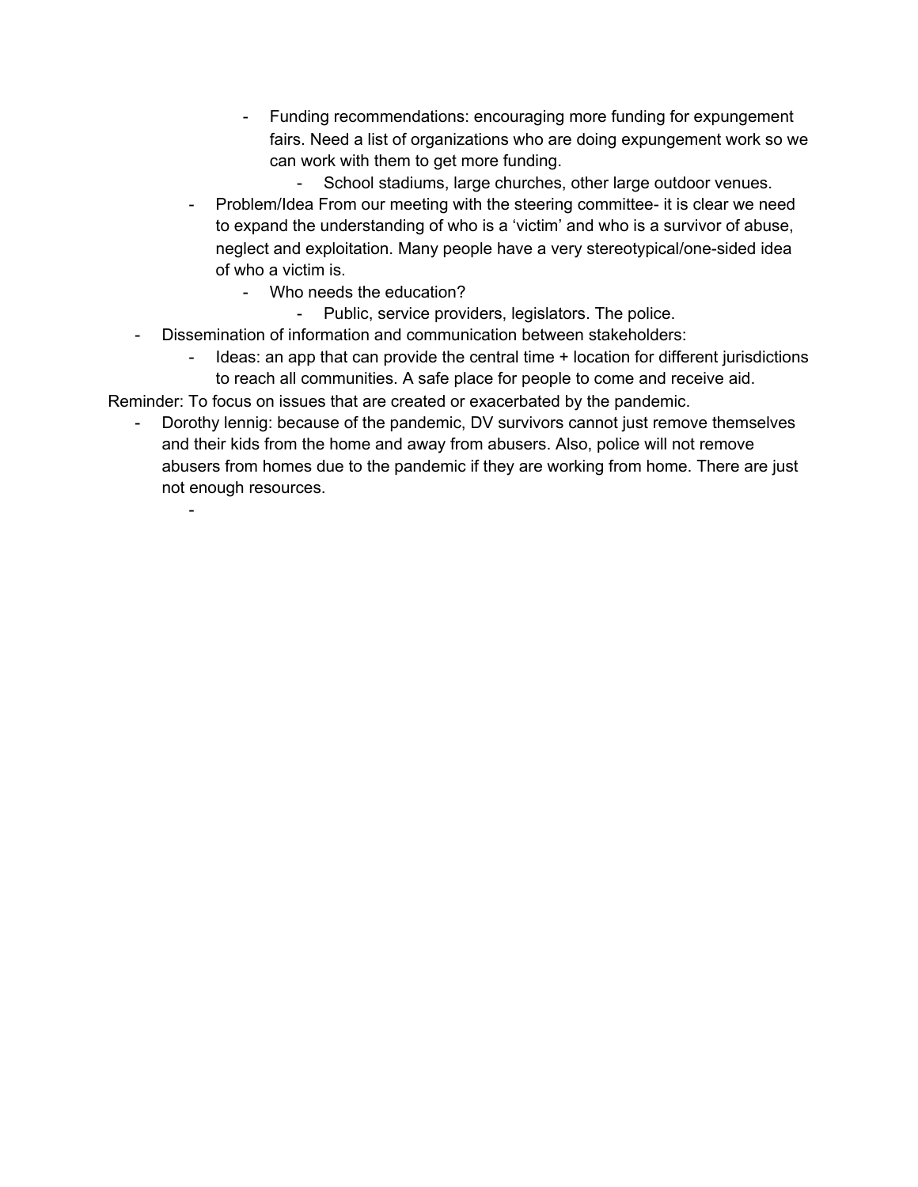- Funding recommendations: encouraging more funding for expungement fairs. Need a list of organizations who are doing expungement work so we can work with them to get more funding.
            - School stadiums, large churches, other large outdoor venues.
    - Problem/Idea From our meeting with the steering committee- it is clear we need to expand the understanding of who is a 'victim' and who is a survivor of abuse, neglect and exploitation. Many people have a very stereotypical/one-sided idea of who a victim is.
        - Who needs the education?
            - Public, service providers, legislators. The police.
- Dissemination of information and communication between stakeholders:
    - Ideas: an app that can provide the central time + location for different jurisdictions to reach all communities. A safe place for people to come and receive aid.

Reminder: To focus on issues that are created or exacerbated by the pandemic.

- Dorothy lennig: because of the pandemic, DV survivors cannot just remove themselves and their kids from the home and away from abusers. Also, police will not remove abusers from homes due to the pandemic if they are working from home. There are just not enough resources.
    -